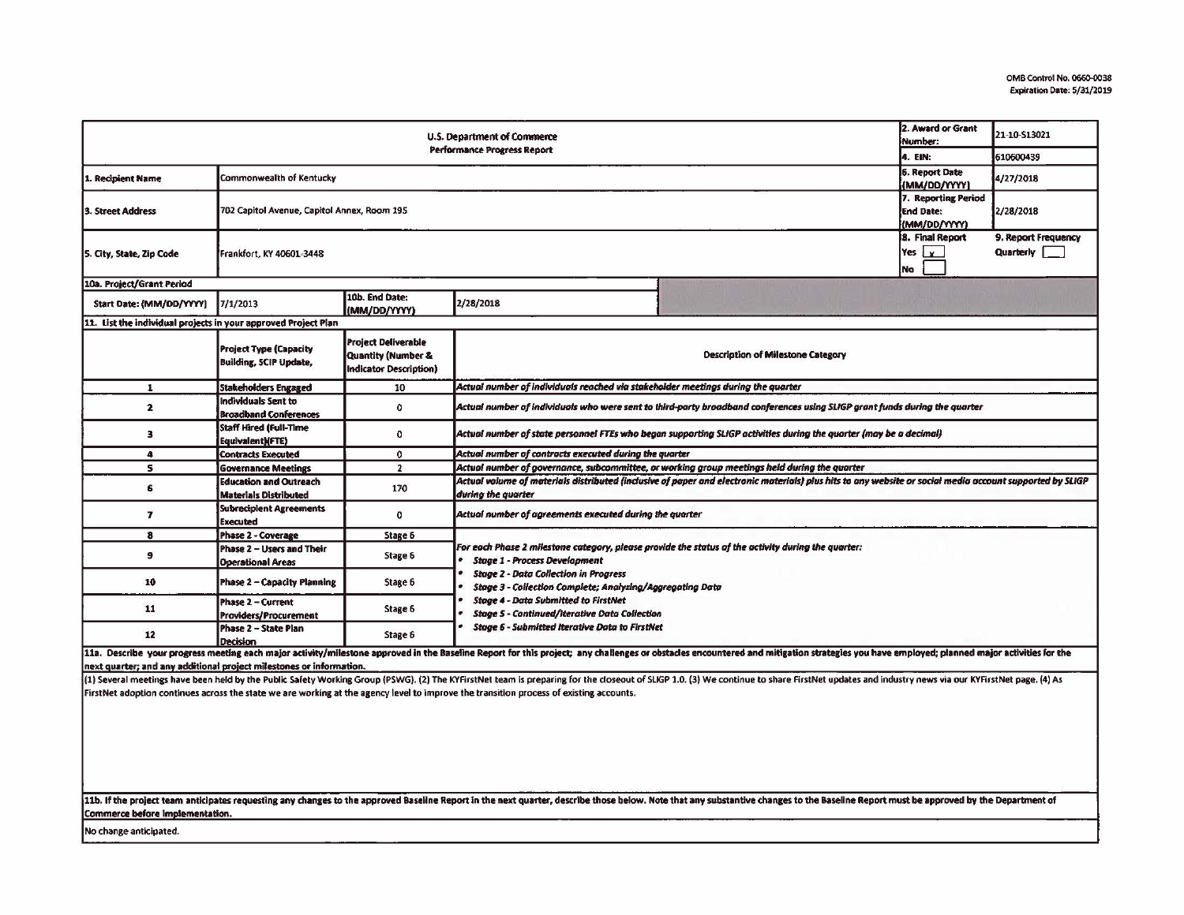OMB Control No. 0660-0038
Expiration Date: 5/31/2019

| U.S. Department of Commerce<br>Performance Progress Report | | | | 2. Award or Grant Number: | 21-10-S13021 |
|---|---|---|---|---|---|
| | | | | 4. EIN: | 610600439 |
| 1. Recipient Name | Commonwealth of Kentucky | | | 6. Report Date (MM/DD/YYYY) | 4/27/2018 |
| 3. Street Address | 702 Capitol Avenue, Capitol Annex, Room 195 | | | 7. Reporting Period End Date: (MM/DD/YYYY) | 2/28/2018 |
| 5. City, State, Zip Code | Frankfort, KY 40601-3448 | | | 8. Final Report<br>Yes [x]<br>No [ ] | 9. Report Frequency<br>Quarterly [ ] |
| 10a. Project/Grant Period | | | | | |
| Start Date: (MM/DD/YYYY) | 7/1/2013 | 10b. End Date: (MM/DD/YYYY) | 2/28/2018 | | |

**11. List the individual projects in your approved Project Plan**

| | Project Type (Capacity Building, SCIP Update, | Project Deliverable Quantity (Number & Indicator Description) | Description of Milestone Category |
|---|---|---|---|
| 1 | Stakeholders Engaged | 10 | *Actual number of individuals reached via stakeholder meetings during the quarter* |
| 2 | Individuals Sent to Broadband Conferences | 0 | *Actual number of individuals who were sent to third-party broadband conferences using SLIGP grant funds during the quarter* |
| 3 | Staff Hired (Full-Time Equivalent)(FTE) | 0 | *Actual number of state personnel FTEs who began supporting SLIGP activities during the quarter (may be a decimal)* |
| 4 | Contracts Executed | 0 | *Actual number of contracts executed during the quarter* |
| 5 | Governance Meetings | 2 | *Actual number of governance, subcommittee, or working group meetings held during the quarter* |
| 6 | Education and Outreach Materials Distributed | 170 | *Actual volume of materials distributed (inclusive of paper and electronic materials) plus hits to any website or social media account supported by SLIGP during the quarter* |
| 7 | Subrecipient Agreements Executed | 0 | *Actual number of agreements executed during the quarter* |
| 8 | Phase 2 - Coverage | Stage 6 | *For each Phase 2 milestone category, please provide the status of the activity during the quarter:*<br>• *Stage 1 - Process Development*<br>• *Stage 2 - Data Collection in Progress*<br>• *Stage 3 - Collection Complete; Analyzing/Aggregating Data*<br>• *Stage 4 - Data Submitted to FirstNet*<br>• *Stage 5 - Continued/Iterative Data Collection*<br>• *Stage 6 - Submitted Iterative Data to FirstNet* |
| 9 | Phase 2 – Users and Their Operational Areas | Stage 6 | |
| 10 | Phase 2 – Capacity Planning | Stage 6 | |
| 11 | Phase 2 – Current Providers/Procurement | Stage 6 | |
| 12 | Phase 2 – State Plan Decision | Stage 6 | |

**11a. Describe your progress meeting each major activity/milestone approved in the Baseline Report for this project; any challenges or obstacles encountered and mitigation strategies you have employed; planned major activities for the next quarter; and any additional project milestones or information.**

(1) Several meetings have been held by the Public Safety Working Group (PSWG). (2) The KYFirstNet team is preparing for the closeout of SLIGP 1.0. (3) We continue to share FirstNet updates and industry news via our KYFirstNet page. (4) As FirstNet adoption continues across the state we are working at the agency level to improve the transition process of existing accounts.

**11b. If the project team anticipates requesting any changes to the approved Baseline Report in the next quarter, describe those below. Note that any substantive changes to the Baseline Report must be approved by the Department of Commerce before implementation.**

No change anticipated.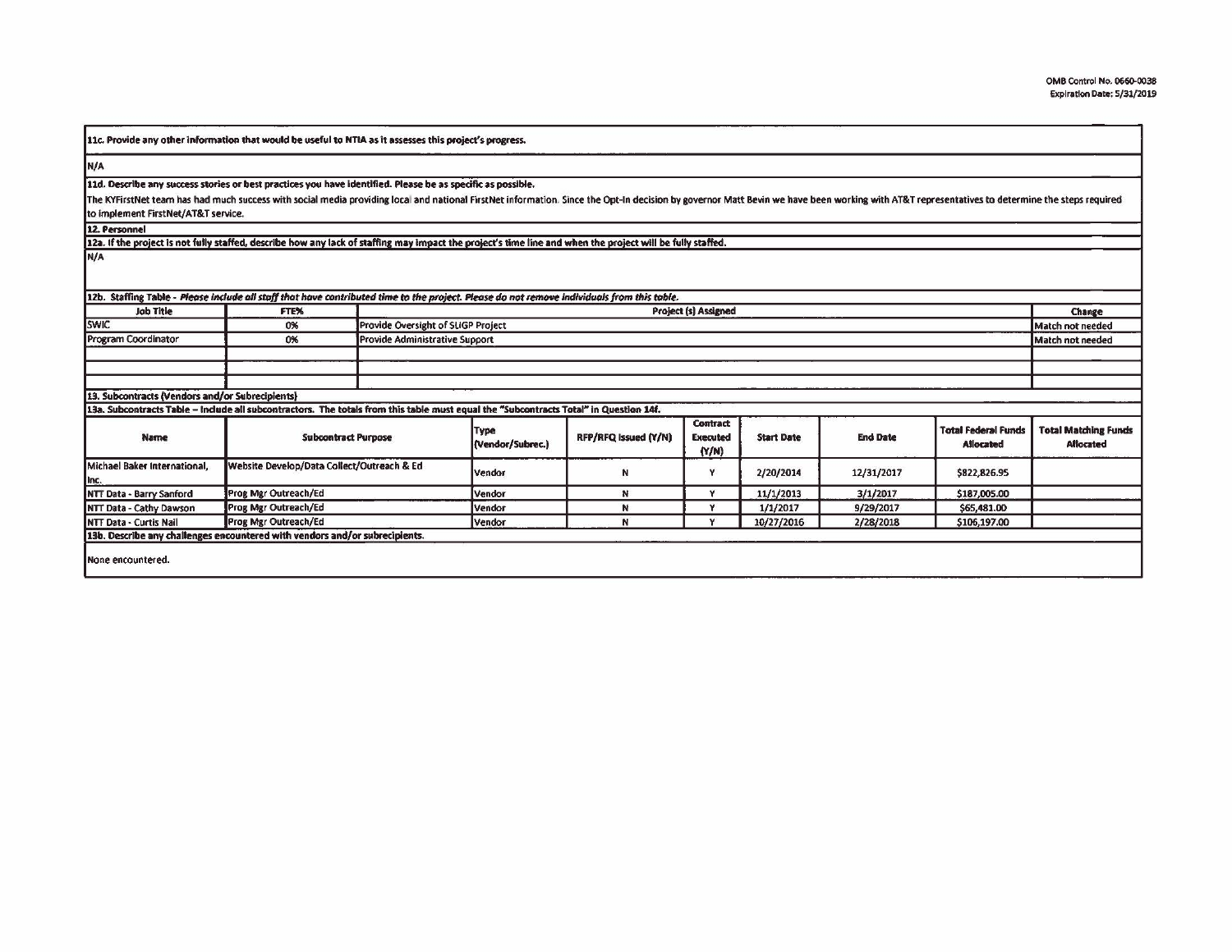OMB Control No. 0660-0038
Expiration Date: 5/31/2019

**11c. Provide any other information that would be useful to NTIA as it assesses this project's progress.**

N/A

**11d. Describe any success stories or best practices you have identified. Please be as specific as possible.**

The KYFirstNet team has had much success with social media providing local and national FirstNet information. Since the Opt-In decision by governor Matt Bevin we have been working with AT&T representatives to determine the steps required to implement FirstNet/AT&T service.

**12. Personnel**

**12a. If the project is not fully staffed, describe how any lack of staffing may impact the project's time line and when the project will be fully staffed.**

N/A

**12b. Staffing Table** - *Please include all staff that have contributed time to the project. Please do not remove individuals from this table.*

| Job Title | FTE% | Project (s) Assigned | Change |
|---|---|---|---|
| SWIC | 0% | Provide Oversight of SLIGP Project | Match not needed |
| Program Coordinator | 0% | Provide Administrative Support | Match not needed |
| | | | |
| | | | |
| | | | |

**13. Subcontracts (Vendors and/or Subrecipients)**

**13a. Subcontracts Table – Include all subcontractors. The totals from this table must equal the "Subcontracts Total" in Question 14f.**

| Name | Subcontract Purpose | Type (Vendor/Subrec.) | RFP/RFQ Issued (Y/N) | Contract Executed (Y/N) | Start Date | End Date | Total Federal Funds Allocated | Total Matching Funds Allocated |
|---|---|---|---|---|---|---|---|---|
| Michael Baker International, Inc. | Website Develop/Data Collect/Outreach & Ed | Vendor | N | Y | 2/20/2014 | 12/31/2017 | $822,826.95 | |
| NTT Data - Barry Sanford | Prog Mgr Outreach/Ed | Vendor | N | Y | 11/1/2013 | 3/1/2017 | $187,005.00 | |
| NTT Data - Cathy Dawson | Prog Mgr Outreach/Ed | Vendor | N | Y | 1/1/2017 | 9/29/2017 | $65,481.00 | |
| NTT Data - Curtis Nail | Prog Mgr Outreach/Ed | Vendor | N | Y | 10/27/2016 | 2/28/2018 | $106,197.00 | |

**13b. Describe any challenges encountered with vendors and/or subrecipients.**

None encountered.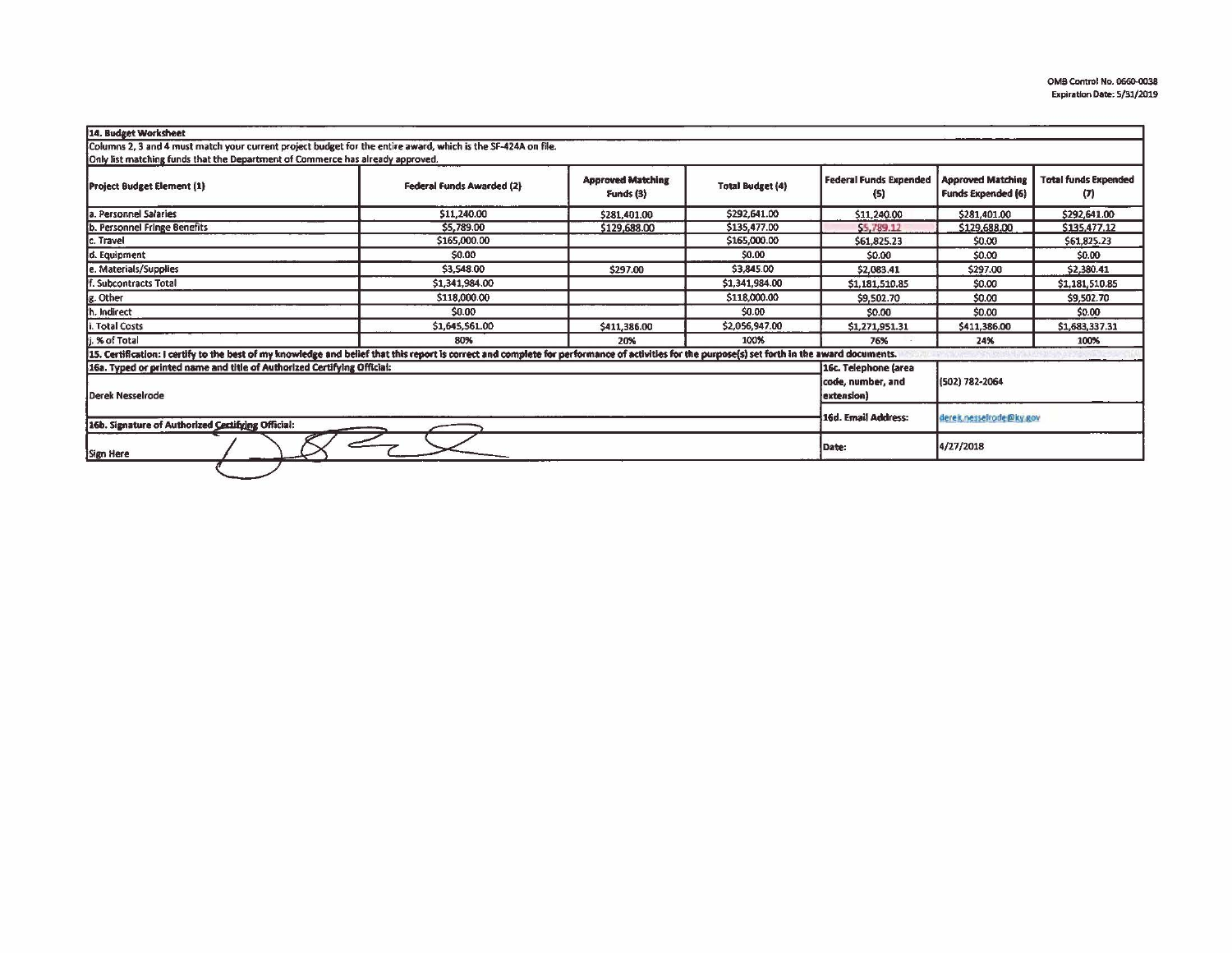OMB Control No. 0660-0038
Expiration Date: 5/31/2019

| 14. Budget Worksheet | | | | | | |
|---|---|---|---|---|---|---|
| Columns 2, 3 and 4 must match your current project budget for the entire award, which is the SF-424A on file. Only list matching funds that the Department of Commerce has already approved. | | | | | | |
| Project Budget Element (1) | Federal Funds Awarded (2) | Approved Matching Funds (3) | Total Budget (4) | Federal Funds Expended (5) | Approved Matching Funds Expended (6) | Total funds Expended (7) |
| a. Personnel Salaries | $11,240.00 | $281,401.00 | $292,641.00 | $11,240.00 | $281,401.00 | $292,641.00 |
| b. Personnel Fringe Benefits | $5,789.00 | $129,688.00 | $135,477.00 | $5,789.12 | $129,688.00 | $135,477.12 |
| c. Travel | $165,000.00 | | $165,000.00 | $61,825.23 | $0.00 | $61,825.23 |
| d. Equipment | $0.00 | | $0.00 | $0.00 | $0.00 | $0.00 |
| e. Materials/Supplies | $3,548.00 | $297.00 | $3,845.00 | $2,083.41 | $297.00 | $2,380.41 |
| f. Subcontracts Total | $1,341,984.00 | | $1,341,984.00 | $1,181,510.85 | $0.00 | $1,181,510.85 |
| g. Other | $118,000.00 | | $118,000.00 | $9,502.70 | $0.00 | $9,502.70 |
| h. Indirect | $0.00 | | $0.00 | $0.00 | $0.00 | $0.00 |
| i. Total Costs | $1,645,561.00 | $411,386.00 | $2,056,947.00 | $1,271,951.31 | $411,386.00 | $1,683,337.31 |
| j. % of Total | 80% | 20% | 100% | 76% | 24% | 100% |

15. Certification: I certify to the best of my knowledge and belief that this report is correct and complete for performance of activities for the purpose(s) set forth in the award documents.

| | | |
|---|---|---|
| 16a. Typed or printed name and title of Authorized Certifying Official: Derek Nesselrode | 16c. Telephone (area code, number, and extension) | (502) 782-2064 |
| 16b. Signature of Authorized Certifying Official: | 16d. Email Address: | derek.nesselrode@ky.gov |
| Sign Here | Date: | 4/27/2018 |